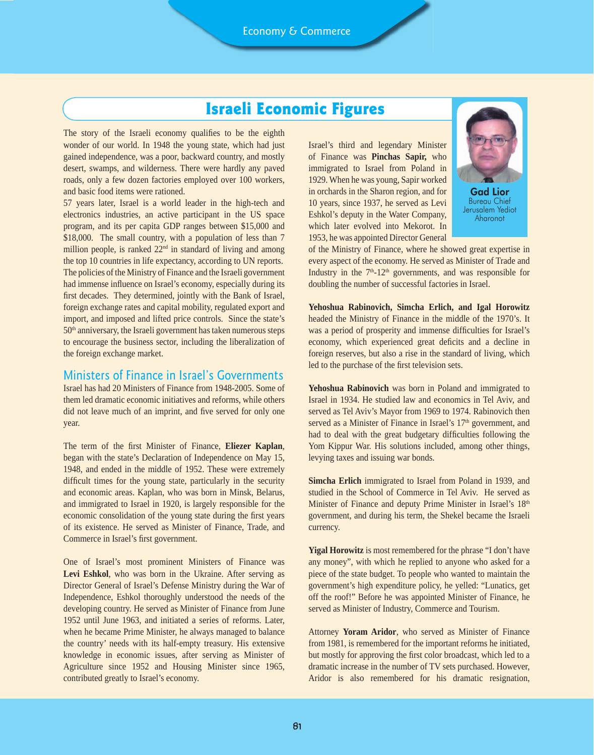# Israeli Economic Figures

**Gad Lior**
Bureau Chief
Jerusalem Yediot Aharonot

The story of the Israeli economy qualifies to be the eighth wonder of our world. In 1948 the young state, which had just gained independence, was a poor, backward country, and mostly desert, swamps, and wilderness. There were hardly any paved roads, only a few dozen factories employed over 100 workers, and basic food items were rationed.

57 years later, Israel is a world leader in the high-tech and electronics industries, an active participant in the US space program, and its per capita GDP ranges between $15,000 and $18,000. The small country, with a population of less than 7 million people, is ranked 22nd in standard of living and among the top 10 countries in life expectancy, according to UN reports.

The policies of the Ministry of Finance and the Israeli government had immense influence on Israel's economy, especially during its first decades. They determined, jointly with the Bank of Israel, foreign exchange rates and capital mobility, regulated export and import, and imposed and lifted price controls. Since the state's 50th anniversary, the Israeli government has taken numerous steps to encourage the business sector, including the liberalization of the foreign exchange market.

## Ministers of Finance in Israel's Governments

Israel has had 20 Ministers of Finance from 1948-2005. Some of them led dramatic economic initiatives and reforms, while others did not leave much of an imprint, and five served for only one year.

The term of the first Minister of Finance, **Eliezer Kaplan**, began with the state's Declaration of Independence on May 15, 1948, and ended in the middle of 1952. These were extremely difficult times for the young state, particularly in the security and economic areas. Kaplan, who was born in Minsk, Belarus, and immigrated to Israel in 1920, is largely responsible for the economic consolidation of the young state during the first years of its existence. He served as Minister of Finance, Trade, and Commerce in Israel's first government.

One of Israel's most prominent Ministers of Finance was **Levi Eshkol**, who was born in the Ukraine. After serving as Director General of Israel's Defense Ministry during the War of Independence, Eshkol thoroughly understood the needs of the developing country. He served as Minister of Finance from June 1952 until June 1963, and initiated a series of reforms. Later, when he became Prime Minister, he always managed to balance the country' needs with its half-empty treasury. His extensive knowledge in economic issues, after serving as Minister of Agriculture since 1952 and Housing Minister since 1965, contributed greatly to Israel's economy.

Israel's third and legendary Minister of Finance was **Pinchas Sapir,** who immigrated to Israel from Poland in 1929. When he was young, Sapir worked in orchards in the Sharon region, and for 10 years, since 1937, he served as Levi Eshkol's deputy in the Water Company, which later evolved into Mekorot. In 1953, he was appointed Director General of the Ministry of Finance, where he showed great expertise in every aspect of the economy. He served as Minister of Trade and Industry in the 7th-12th governments, and was responsible for doubling the number of successful factories in Israel.

**Yehoshua Rabinovich, Simcha Erlich, and Igal Horowitz** headed the Ministry of Finance in the middle of the 1970's. It was a period of prosperity and immense difficulties for Israel's economy, which experienced great deficits and a decline in foreign reserves, but also a rise in the standard of living, which led to the purchase of the first television sets.

**Yehoshua Rabinovich** was born in Poland and immigrated to Israel in 1934. He studied law and economics in Tel Aviv, and served as Tel Aviv's Mayor from 1969 to 1974. Rabinovich then served as a Minister of Finance in Israel's 17th government, and had to deal with the great budgetary difficulties following the Yom Kippur War. His solutions included, among other things, levying taxes and issuing war bonds.

**Simcha Erlich** immigrated to Israel from Poland in 1939, and studied in the School of Commerce in Tel Aviv. He served as Minister of Finance and deputy Prime Minister in Israel's 18th government, and during his term, the Shekel became the Israeli currency.

**Yigal Horowitz** is most remembered for the phrase "I don't have any money", with which he replied to anyone who asked for a piece of the state budget. To people who wanted to maintain the government's high expenditure policy, he yelled: "Lunatics, get off the roof!" Before he was appointed Minister of Finance, he served as Minister of Industry, Commerce and Tourism.

Attorney **Yoram Aridor**, who served as Minister of Finance from 1981, is remembered for the important reforms he initiated, but mostly for approving the first color broadcast, which led to a dramatic increase in the number of TV sets purchased. However, Aridor is also remembered for his dramatic resignation,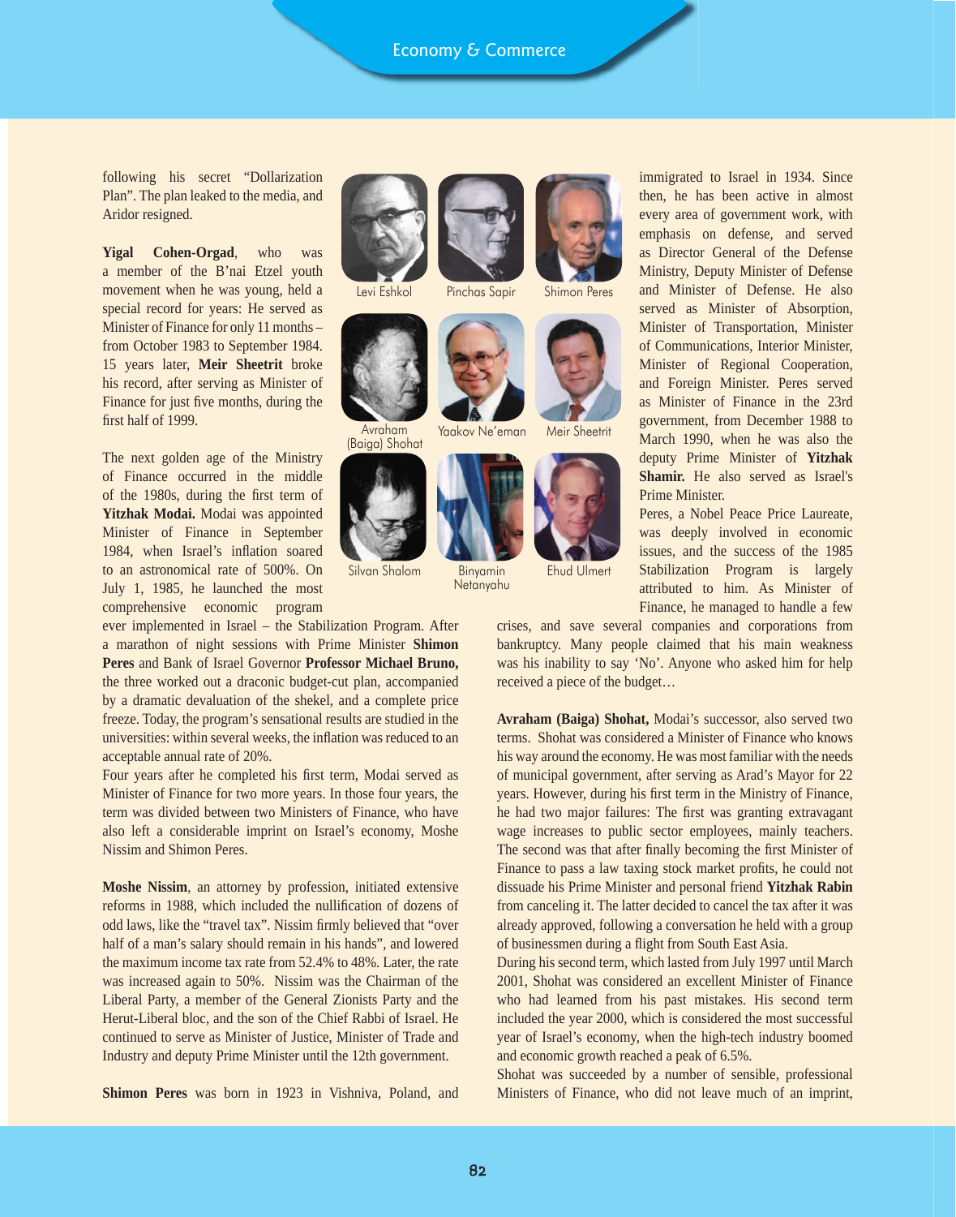following his secret "Dollarization Plan". The plan leaked to the media, and Aridor resigned.

**Yigal Cohen-Orgad**, who was a member of the B'nai Etzel youth movement when he was young, held a special record for years: He served as Minister of Finance for only 11 months – from October 1983 to September 1984. 15 years later, **Meir Sheetrit** broke his record, after serving as Minister of Finance for just five months, during the first half of 1999.

The next golden age of the Ministry of Finance occurred in the middle of the 1980s, during the first term of **Yitzhak Modai.** Modai was appointed Minister of Finance in September 1984, when Israel's inflation soared to an astronomical rate of 500%. On July 1, 1985, he launched the most comprehensive economic program ever implemented in Israel – the Stabilization Program. After a marathon of night sessions with Prime Minister **Shimon Peres** and Bank of Israel Governor **Professor Michael Bruno,** the three worked out a draconic budget-cut plan, accompanied by a dramatic devaluation of the shekel, and a complete price freeze. Today, the program's sensational results are studied in the universities: within several weeks, the inflation was reduced to an acceptable annual rate of 20%.

Four years after he completed his first term, Modai served as Minister of Finance for two more years. In those four years, the term was divided between two Ministers of Finance, who have also left a considerable imprint on Israel's economy, Moshe Nissim and Shimon Peres.

**Moshe Nissim**, an attorney by profession, initiated extensive reforms in 1988, which included the nullification of dozens of odd laws, like the "travel tax". Nissim firmly believed that "over half of a man's salary should remain in his hands", and lowered the maximum income tax rate from 52.4% to 48%. Later, the rate was increased again to 50%. Nissim was the Chairman of the Liberal Party, a member of the General Zionists Party and the Herut-Liberal bloc, and the son of the Chief Rabbi of Israel. He continued to serve as Minister of Justice, Minister of Trade and Industry and deputy Prime Minister until the 12th government.

**Shimon Peres** was born in 1923 in Vishniva, Poland, and immigrated to Israel in 1934. Since then, he has been active in almost every area of government work, with emphasis on defense, and served as Director General of the Defense Ministry, Deputy Minister of Defense and Minister of Defense. He also served as Minister of Absorption, Minister of Transportation, Minister of Communications, Interior Minister, Minister of Regional Cooperation, and Foreign Minister. Peres served as Minister of Finance in the 23rd government, from December 1988 to March 1990, when he was also the deputy Prime Minister of **Yitzhak Shamir.** He also served as Israel's Prime Minister.

Peres, a Nobel Peace Price Laureate, was deeply involved in economic issues, and the success of the 1985 Stabilization Program is largely attributed to him. As Minister of Finance, he managed to handle a few crises, and save several companies and corporations from bankruptcy. Many people claimed that his main weakness was his inability to say 'No'. Anyone who asked him for help received a piece of the budget…

Levi Eshkol

Pinchas Sapir

Shimon Peres

Avraham (Baiga) Shohat

Yaakov Ne'eman

Meir Sheetrit

Silvan Shalom

Binyamin Netanyahu

Ehud Ulmert

**Avraham (Baiga) Shohat,** Modai's successor, also served two terms. Shohat was considered a Minister of Finance who knows his way around the economy. He was most familiar with the needs of municipal government, after serving as Arad's Mayor for 22 years. However, during his first term in the Ministry of Finance, he had two major failures: The first was granting extravagant wage increases to public sector employees, mainly teachers. The second was that after finally becoming the first Minister of Finance to pass a law taxing stock market profits, he could not dissuade his Prime Minister and personal friend **Yitzhak Rabin** from canceling it. The latter decided to cancel the tax after it was already approved, following a conversation he held with a group of businessmen during a flight from South East Asia.

During his second term, which lasted from July 1997 until March 2001, Shohat was considered an excellent Minister of Finance who had learned from his past mistakes. His second term included the year 2000, which is considered the most successful year of Israel's economy, when the high-tech industry boomed and economic growth reached a peak of 6.5%.

Shohat was succeeded by a number of sensible, professional Ministers of Finance, who did not leave much of an imprint,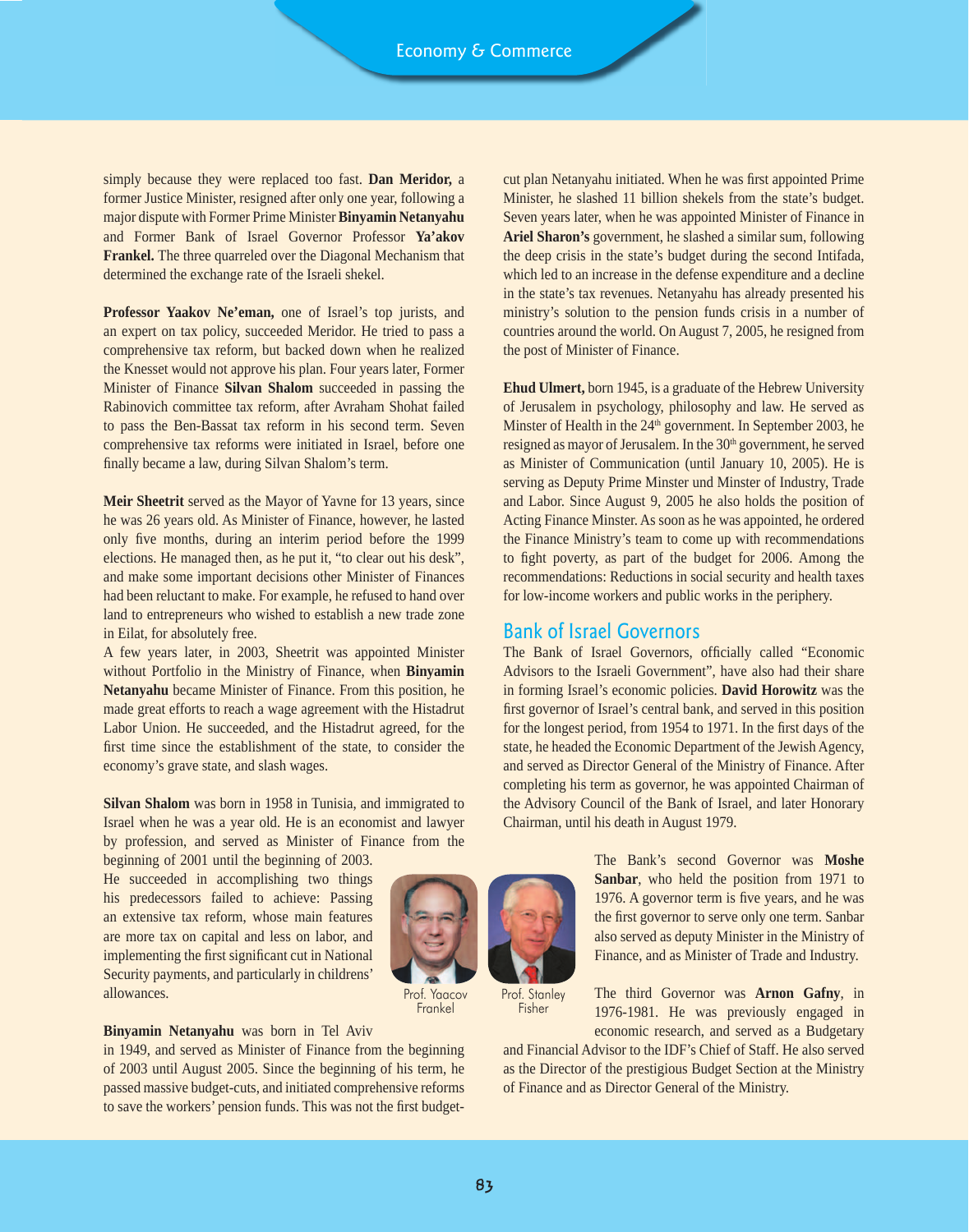simply because they were replaced too fast. **Dan Meridor,** a former Justice Minister, resigned after only one year, following a major dispute with Former Prime Minister **Binyamin Netanyahu** and Former Bank of Israel Governor Professor **Ya'akov Frankel.** The three quarreled over the Diagonal Mechanism that determined the exchange rate of the Israeli shekel.

**Professor Yaakov Ne'eman,** one of Israel's top jurists, and an expert on tax policy, succeeded Meridor. He tried to pass a comprehensive tax reform, but backed down when he realized the Knesset would not approve his plan. Four years later, Former Minister of Finance **Silvan Shalom** succeeded in passing the Rabinovich committee tax reform, after Avraham Shohat failed to pass the Ben-Bassat tax reform in his second term. Seven comprehensive tax reforms were initiated in Israel, before one finally became a law, during Silvan Shalom's term.

**Meir Sheetrit** served as the Mayor of Yavne for 13 years, since he was 26 years old. As Minister of Finance, however, he lasted only five months, during an interim period before the 1999 elections. He managed then, as he put it, "to clear out his desk", and make some important decisions other Minister of Finances had been reluctant to make. For example, he refused to hand over land to entrepreneurs who wished to establish a new trade zone in Eilat, for absolutely free.
A few years later, in 2003, Sheetrit was appointed Minister without Portfolio in the Ministry of Finance, when **Binyamin Netanyahu** became Minister of Finance. From this position, he made great efforts to reach a wage agreement with the Histadrut Labor Union. He succeeded, and the Histadrut agreed, for the first time since the establishment of the state, to consider the economy's grave state, and slash wages.

**Silvan Shalom** was born in 1958 in Tunisia, and immigrated to Israel when he was a year old. He is an economist and lawyer by profession, and served as Minister of Finance from the beginning of 2001 until the beginning of 2003. He succeeded in accomplishing two things his predecessors failed to achieve: Passing an extensive tax reform, whose main features are more tax on capital and less on labor, and implementing the first significant cut in National Security payments, and particularly in childrens' allowances.

Prof. Yaacov Frankel

Prof. Stanley Fisher

**Binyamin Netanyahu** was born in Tel Aviv in 1949, and served as Minister of Finance from the beginning of 2003 until August 2005. Since the beginning of his term, he passed massive budget-cuts, and initiated comprehensive reforms to save the workers' pension funds. This was not the first budget-cut plan Netanyahu initiated. When he was first appointed Prime Minister, he slashed 11 billion shekels from the state's budget. Seven years later, when he was appointed Minister of Finance in **Ariel Sharon's** government, he slashed a similar sum, following the deep crisis in the state's budget during the second Intifada, which led to an increase in the defense expenditure and a decline in the state's tax revenues. Netanyahu has already presented his ministry's solution to the pension funds crisis in a number of countries around the world. On August 7, 2005, he resigned from the post of Minister of Finance.

**Ehud Ulmert,** born 1945, is a graduate of the Hebrew University of Jerusalem in psychology, philosophy and law. He served as Minster of Health in the 24th government. In September 2003, he resigned as mayor of Jerusalem. In the 30th government, he served as Minister of Communication (until January 10, 2005). He is serving as Deputy Prime Minster und Minster of Industry, Trade and Labor. Since August 9, 2005 he also holds the position of Acting Finance Minster. As soon as he was appointed, he ordered the Finance Ministry's team to come up with recommendations to fight poverty, as part of the budget for 2006. Among the recommendations: Reductions in social security and health taxes for low-income workers and public works in the periphery.

## Bank of Israel Governors

The Bank of Israel Governors, officially called "Economic Advisors to the Israeli Government", have also had their share in forming Israel's economic policies. **David Horowitz** was the first governor of Israel's central bank, and served in this position for the longest period, from 1954 to 1971. In the first days of the state, he headed the Economic Department of the Jewish Agency, and served as Director General of the Ministry of Finance. After completing his term as governor, he was appointed Chairman of the Advisory Council of the Bank of Israel, and later Honorary Chairman, until his death in August 1979.

The Bank's second Governor was **Moshe Sanbar**, who held the position from 1971 to 1976. A governor term is five years, and he was the first governor to serve only one term. Sanbar also served as deputy Minister in the Ministry of Finance, and as Minister of Trade and Industry.

The third Governor was **Arnon Gafny**, in 1976-1981. He was previously engaged in economic research, and served as a Budgetary and Financial Advisor to the IDF's Chief of Staff. He also served as the Director of the prestigious Budget Section at the Ministry of Finance and as Director General of the Ministry.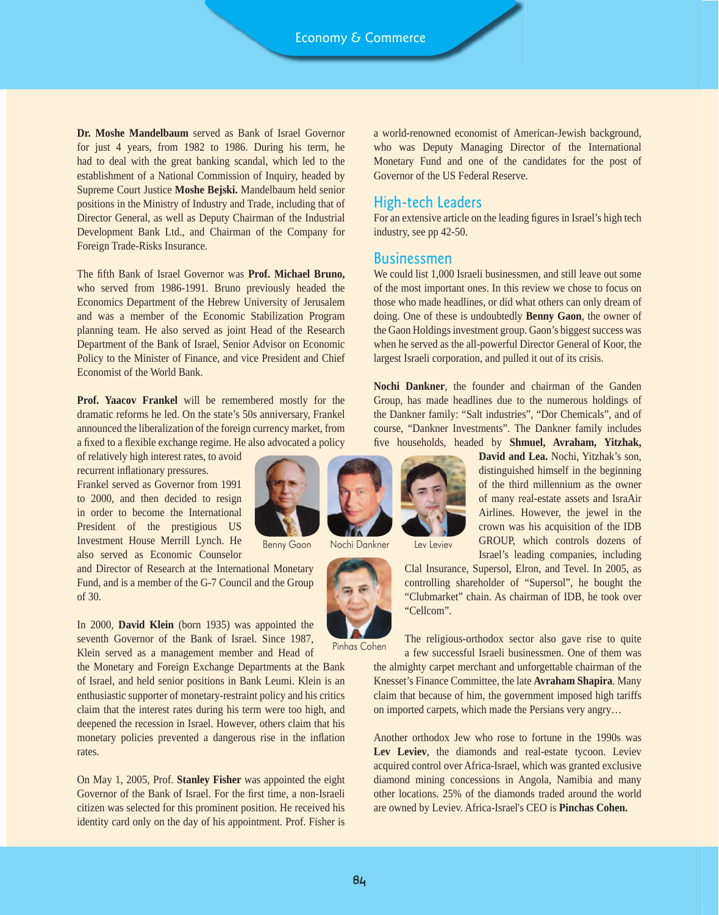**Dr. Moshe Mandelbaum** served as Bank of Israel Governor for just 4 years, from 1982 to 1986. During his term, he had to deal with the great banking scandal, which led to the establishment of a National Commission of Inquiry, headed by Supreme Court Justice **Moshe Bejski.** Mandelbaum held senior positions in the Ministry of Industry and Trade, including that of Director General, as well as Deputy Chairman of the Industrial Development Bank Ltd., and Chairman of the Company for Foreign Trade-Risks Insurance.

The fifth Bank of Israel Governor was **Prof. Michael Bruno,** who served from 1986-1991. Bruno previously headed the Economics Department of the Hebrew University of Jerusalem and was a member of the Economic Stabilization Program planning team. He also served as joint Head of the Research Department of the Bank of Israel, Senior Advisor on Economic Policy to the Minister of Finance, and vice President and Chief Economist of the World Bank.

**Prof. Yaacov Frankel** will be remembered mostly for the dramatic reforms he led. On the state's 50s anniversary, Frankel announced the liberalization of the foreign currency market, from a fixed to a flexible exchange regime. He also advocated a policy of relatively high interest rates, to avoid recurrent inflationary pressures.

Frankel served as Governor from 1991 to 2000, and then decided to resign in order to become the International President of the prestigious US Investment House Merrill Lynch. He also served as Economic Counselor and Director of Research at the International Monetary Fund, and is a member of the G-7 Council and the Group of 30.

In 2000, **David Klein** (born 1935) was appointed the seventh Governor of the Bank of Israel. Since 1987, Klein served as a management member and Head of the Monetary and Foreign Exchange Departments at the Bank of Israel, and held senior positions in Bank Leumi. Klein is an enthusiastic supporter of monetary-restraint policy and his critics claim that the interest rates during his term were too high, and deepened the recession in Israel. However, others claim that his monetary policies prevented a dangerous rise in the inflation rates.

On May 1, 2005, Prof. **Stanley Fisher** was appointed the eight Governor of the Bank of Israel. For the first time, a non-Israeli citizen was selected for this prominent position. He received his identity card only on the day of his appointment. Prof. Fisher is a world-renowned economist of American-Jewish background, who was Deputy Managing Director of the International Monetary Fund and one of the candidates for the post of Governor of the US Federal Reserve.

## High-tech Leaders

For an extensive article on the leading figures in Israel's high tech industry, see pp 42-50.

## Businessmen

We could list 1,000 Israeli businessmen, and still leave out some of the most important ones. In this review we chose to focus on those who made headlines, or did what others can only dream of doing. One of these is undoubtedly **Benny Gaon**, the owner of the Gaon Holdings investment group. Gaon's biggest success was when he served as the all-powerful Director General of Koor, the largest Israeli corporation, and pulled it out of its crisis.

**Nochi Dankner**, the founder and chairman of the Ganden Group, has made headlines due to the numerous holdings of the Dankner family: "Salt industries", "Dor Chemicals", and of course, "Dankner Investments". The Dankner family includes five households, headed by **Shmuel, Avraham, Yitzhak, David and Lea.** Nochi, Yitzhak's son, distinguished himself in the beginning of the third millennium as the owner of many real-estate assets and IsraAir Airlines. However, the jewel in the crown was his acquisition of the IDB GROUP, which controls dozens of Israel's leading companies, including Clal Insurance, Supersol, Elron, and Tevel. In 2005, as controlling shareholder of "Supersol", he bought the "Clubmarket" chain. As chairman of IDB, he took over "Cellcom".

Benny Gaon

Nochi Dankner

Lev Leviev

Pinhas Cohen

The religious-orthodox sector also gave rise to quite a few successful Israeli businessmen. One of them was the almighty carpet merchant and unforgettable chairman of the Knesset's Finance Committee, the late **Avraham Shapira**. Many claim that because of him, the government imposed high tariffs on imported carpets, which made the Persians very angry…

Another orthodox Jew who rose to fortune in the 1990s was **Lev Leviev**, the diamonds and real-estate tycoon. Leviev acquired control over Africa-Israel, which was granted exclusive diamond mining concessions in Angola, Namibia and many other locations. 25% of the diamonds traded around the world are owned by Leviev. Africa-Israel's CEO is **Pinchas Cohen.**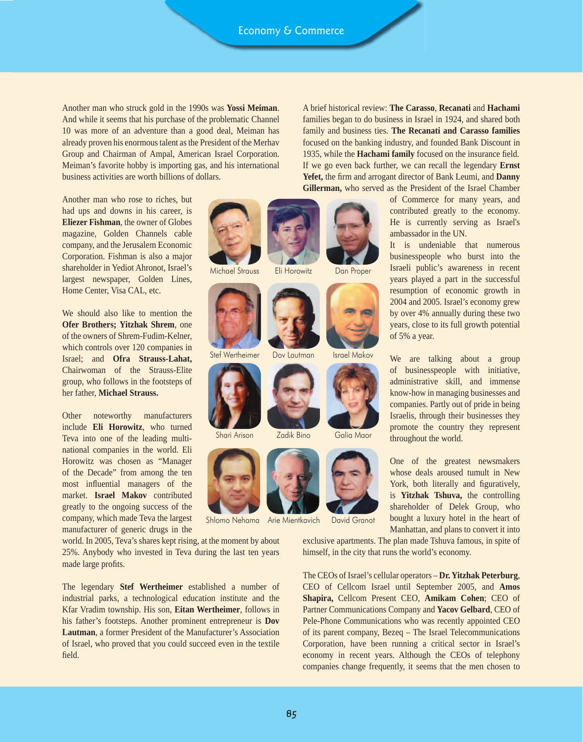Another man who struck gold in the 1990s was **Yossi Meiman**. And while it seems that his purchase of the problematic Channel 10 was more of an adventure than a good deal, Meiman has already proven his enormous talent as the President of the Merhav Group and Chairman of Ampal, American Israel Corporation. Meiman's favorite hobby is importing gas, and his international business activities are worth billions of dollars.

Another man who rose to riches, but had ups and downs in his career, is **Eliezer Fishman**, the owner of Globes magazine, Golden Channels cable company, and the Jerusalem Economic Corporation. Fishman is also a major shareholder in Yediot Ahronot, Israel's largest newspaper, Golden Lines, Home Center, Visa CAL, etc.

We should also like to mention the **Ofer Brothers; Yitzhak Shrem**, one of the owners of Shrem-Fudim-Kelner, which controls over 120 companies in Israel; and **Ofra Strauss-Lahat,** Chairwoman of the Strauss-Elite group, who follows in the footsteps of her father, **Michael Strauss.**

Other noteworthy manufacturers include **Eli Horowitz**, who turned Teva into one of the leading multi-national companies in the world. Eli Horowitz was chosen as "Manager of the Decade" from among the ten most influential managers of the market. **Israel Makov** contributed greatly to the ongoing success of the company, which made Teva the largest manufacturer of generic drugs in the world. In 2005, Teva's shares kept rising, at the moment by about 25%. Anybody who invested in Teva during the last ten years made large profits.

The legendary **Stef Wertheimer** established a number of industrial parks, a technological education institute and the Kfar Vradim township. His son, **Eitan Wertheimer**, follows in his father's footsteps. Another prominent entrepreneur is **Dov Lautman**, a former President of the Manufacturer's Association of Israel, who proved that you could succeed even in the textile field.

Michael Strauss | Eli Horowitz | Dan Proper

Stef Wertheimer | Dov Lautman | Israel Makov

Shari Arison | Zadik Bino | Galia Maor

Shlomo Nehama | Arie Mientkavich | David Granot

A brief historical review: **The Carasso**, **Recanati** and **Hachami** families began to do business in Israel in 1924, and shared both family and business ties. **The Recanati and Carasso families** focused on the banking industry, and founded Bank Discount in 1935, while the **Hachami family** focused on the insurance field. If we go even back further, we can recall the legendary **Ernst Yefet,** the firm and arrogant director of Bank Leumi, and **Danny Gillerman,** who served as the President of the Israel Chamber of Commerce for many years, and contributed greatly to the economy. He is currently serving as Israel's ambassador in the UN.

It is undeniable that numerous businesspeople who burst into the Israeli public's awareness in recent years played a part in the successful resumption of economic growth in 2004 and 2005. Israel's economy grew by over 4% annually during these two years, close to its full growth potential of 5% a year.

We are talking about a group of businesspeople with initiative, administrative skill, and immense know-how in managing businesses and companies. Partly out of pride in being Israelis, through their businesses they promote the country they represent throughout the world.

One of the greatest newsmakers whose deals aroused tumult in New York, both literally and figuratively, is **Yitzhak Tshuva,** the controlling shareholder of Delek Group, who bought a luxury hotel in the heart of Manhattan, and plans to convert it into exclusive apartments. The plan made Tshuva famous, in spite of himself, in the city that runs the world's economy.

The CEOs of Israel's cellular operators – **Dr. Yitzhak Peterburg**, CEO of Cellcom Israel until September 2005, and **Amos Shapira,** Cellcom Present CEO, **Amikam Cohen**; CEO of Partner Communications Company and **Yacov Gelbard**, CEO of Pele-Phone Communications who was recently appointed CEO of its parent company, Bezeq – The Israel Telecommunications Corporation, have been running a critical sector in Israel's economy in recent years. Although the CEOs of telephony companies change frequently, it seems that the men chosen to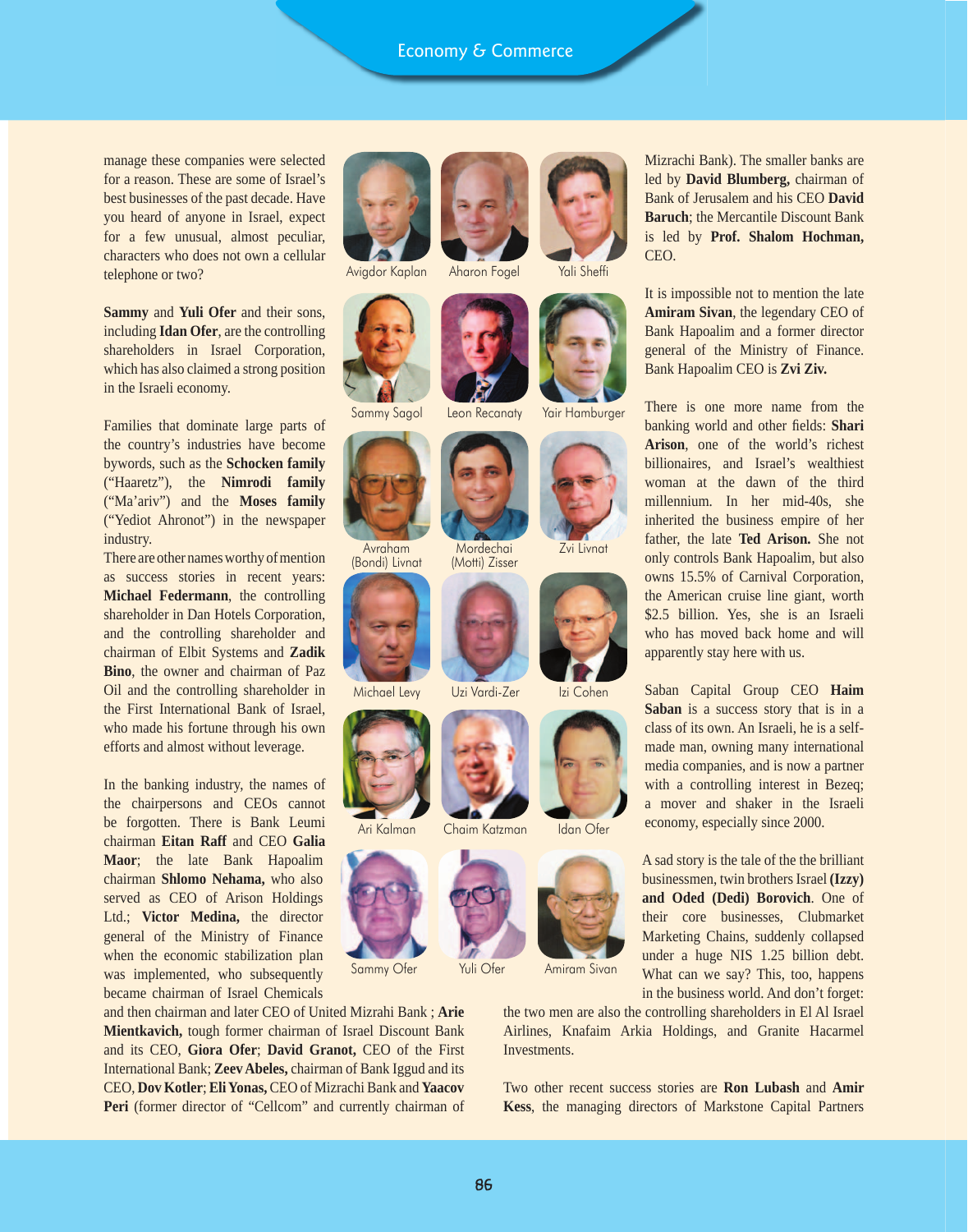manage these companies were selected for a reason. These are some of Israel's best businesses of the past decade. Have you heard of anyone in Israel, expect for a few unusual, almost peculiar, characters who does not own a cellular telephone or two?

**Sammy** and **Yuli Ofer** and their sons, including **Idan Ofer**, are the controlling shareholders in Israel Corporation, which has also claimed a strong position in the Israeli economy.

Families that dominate large parts of the country's industries have become bywords, such as the **Schocken family** ("Haaretz"), the **Nimrodi family** ("Ma'ariv") and the **Moses family** ("Yediot Ahronot") in the newspaper industry.

There are other names worthy of mention as success stories in recent years: **Michael Federmann**, the controlling shareholder in Dan Hotels Corporation, and the controlling shareholder and chairman of Elbit Systems and **Zadik Bino**, the owner and chairman of Paz Oil and the controlling shareholder in the First International Bank of Israel, who made his fortune through his own efforts and almost without leverage.

In the banking industry, the names of the chairpersons and CEOs cannot be forgotten. There is Bank Leumi chairman **Eitan Raff** and CEO **Galia Maor**; the late Bank Hapoalim chairman **Shlomo Nehama,** who also served as CEO of Arison Holdings Ltd.; **Victor Medina,** the director general of the Ministry of Finance when the economic stabilization plan was implemented, who subsequently became chairman of Israel Chemicals and then chairman and later CEO of United Mizrahi Bank ; **Arie Mientkavich,** tough former chairman of Israel Discount Bank and its CEO, **Giora Ofer**; **David Granot,** CEO of the First International Bank; **Zeev Abeles,** chairman of Bank Iggud and its CEO, **Dov Kotler**; **Eli Yonas,** CEO of Mizrachi Bank and **Yaacov Peri** (former director of "Cellcom" and currently chairman of Mizrachi Bank). The smaller banks are led by **David Blumberg,** chairman of Bank of Jerusalem and his CEO **David Baruch**; the Mercantile Discount Bank is led by **Prof. Shalom Hochman,** CEO.

Avigdor Kaplan | Aharon Fogel | Yali Sheffi

Sammy Sagol | Leon Recanaty | Yair Hamburger

Avraham (Bondi) Livnat | Mordechai (Motti) Zisser | Zvi Livnat

Michael Levy | Uzi Vardi-Zer | Izi Cohen

Ari Kalman | Chaim Katzman | Idan Ofer

Sammy Ofer | Yuli Ofer | Amiram Sivan

It is impossible not to mention the late **Amiram Sivan**, the legendary CEO of Bank Hapoalim and a former director general of the Ministry of Finance. Bank Hapoalim CEO is **Zvi Ziv.**

There is one more name from the banking world and other fields: **Shari Arison**, one of the world's richest billionaires, and Israel's wealthiest woman at the dawn of the third millennium. In her mid-40s, she inherited the business empire of her father, the late **Ted Arison.** She not only controls Bank Hapoalim, but also owns 15.5% of Carnival Corporation, the American cruise line giant, worth $2.5 billion. Yes, she is an Israeli who has moved back home and will apparently stay here with us.

Saban Capital Group CEO **Haim Saban** is a success story that is in a class of its own. An Israeli, he is a self-made man, owning many international media companies, and is now a partner with a controlling interest in Bezeq; a mover and shaker in the Israeli economy, especially since 2000.

A sad story is the tale of the the brilliant businessmen, twin brothers Israel **(Izzy) and Oded (Dedi) Borovich**. One of their core businesses, Clubmarket Marketing Chains, suddenly collapsed under a huge NIS 1.25 billion debt. What can we say? This, too, happens in the business world. And don't forget: the two men are also the controlling shareholders in El Al Israel Airlines, Knafaim Arkia Holdings, and Granite Hacarmel Investments.

Two other recent success stories are **Ron Lubash** and **Amir Kess**, the managing directors of Markstone Capital Partners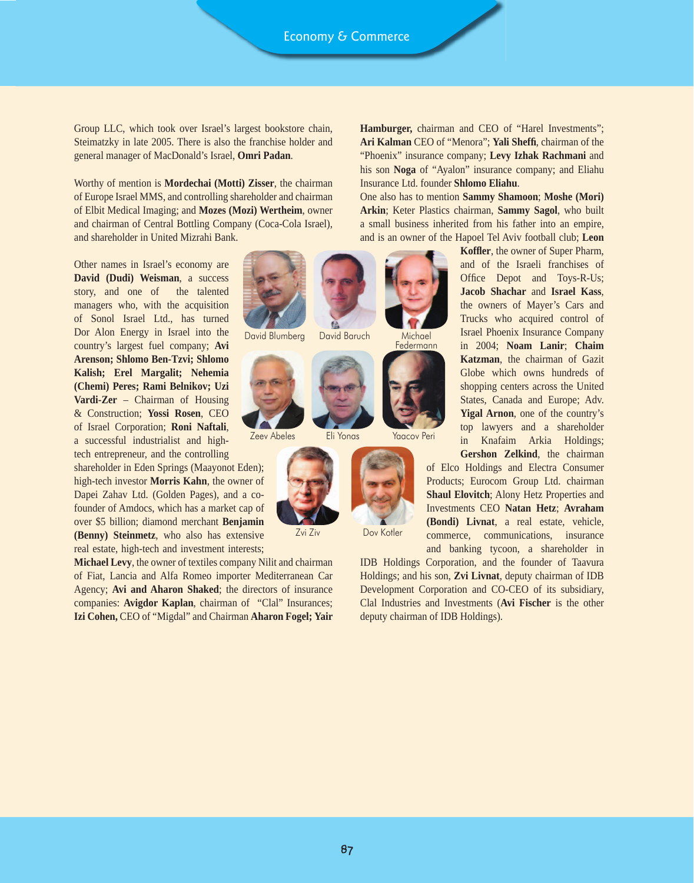Group LLC, which took over Israel's largest bookstore chain, Steimatzky in late 2005. There is also the franchise holder and general manager of MacDonald's Israel, **Omri Padan**.

Worthy of mention is **Mordechai (Motti) Zisser**, the chairman of Europe Israel MMS, and controlling shareholder and chairman of Elbit Medical Imaging; and **Mozes (Mozi) Wertheim**, owner and chairman of Central Bottling Company (Coca-Cola Israel), and shareholder in United Mizrahi Bank.

Other names in Israel's economy are **David (Dudi) Weisman**, a success story, and one of the talented managers who, with the acquisition of Sonol Israel Ltd., has turned Dor Alon Energy in Israel into the country's largest fuel company; **Avi Arenson; Shlomo Ben-Tzvi; Shlomo Kalish; Erel Margalit; Nehemia (Chemi) Peres; Rami Belnikov; Uzi Vardi-Zer** – Chairman of Housing & Construction; **Yossi Rosen**, CEO of Israel Corporation; **Roni Naftali**, a successful industrialist and high-tech entrepreneur, and the controlling shareholder in Eden Springs (Maayonot Eden); high-tech investor **Morris Kahn**, the owner of Dapei Zahav Ltd. (Golden Pages), and a co-founder of Amdocs, which has a market cap of over $5 billion; diamond merchant **Benjamin (Benny) Steinmetz**, who also has extensive real estate, high-tech and investment interests; **Michael Levy**, the owner of textiles company Nilit and chairman of Fiat, Lancia and Alfa Romeo importer Mediterranean Car Agency; **Avi and Aharon Shaked**; the directors of insurance companies: **Avigdor Kaplan**, chairman of "Clal" Insurances; **Izi Cohen,** CEO of "Migdal" and Chairman **Aharon Fogel; Yair Hamburger,** chairman and CEO of "Harel Investments"; **Ari Kalman** CEO of "Menora"; **Yali Sheffi**, chairman of the "Phoenix" insurance company; **Levy Izhak Rachmani** and his son **Noga** of "Ayalon" insurance company; and Eliahu Insurance Ltd. founder **Shlomo Eliahu**.

One also has to mention **Sammy Shamoon**; **Moshe (Mori) Arkin**; Keter Plastics chairman, **Sammy Sagol**, who built a small business inherited from his father into an empire, and is an owner of the Hapoel Tel Aviv football club; **Leon Koffler**, the owner of Super Pharm, and of the Israeli franchises of Office Depot and Toys-R-Us; **Jacob Shachar** and **Israel Kass**, the owners of Mayer's Cars and Trucks who acquired control of Israel Phoenix Insurance Company in 2004; **Noam Lanir**; **Chaim Katzman**, the chairman of Gazit Globe which owns hundreds of shopping centers across the United States, Canada and Europe; Adv. **Yigal Arnon**, one of the country's top lawyers and a shareholder in Knafaim Arkia Holdings; **Gershon Zelkind**, the chairman of Elco Holdings and Electra Consumer Products; Eurocom Group Ltd. chairman **Shaul Elovitch**; Alony Hetz Properties and Investments CEO **Natan Hetz**; **Avraham (Bondi) Livnat**, a real estate, vehicle, commerce, communications, insurance and banking tycoon, a shareholder in IDB Holdings Corporation, and the founder of Taavura Holdings; and his son, **Zvi Livnat**, deputy chairman of IDB Development Corporation and CO-CEO of its subsidiary, Clal Industries and Investments (**Avi Fischer** is the other deputy chairman of IDB Holdings).

David Blumberg

David Baruch

Michael Federmann

Zeev Abeles

Eli Yonas

Yaacov Peri

Zvi Ziv

Dov Kotler